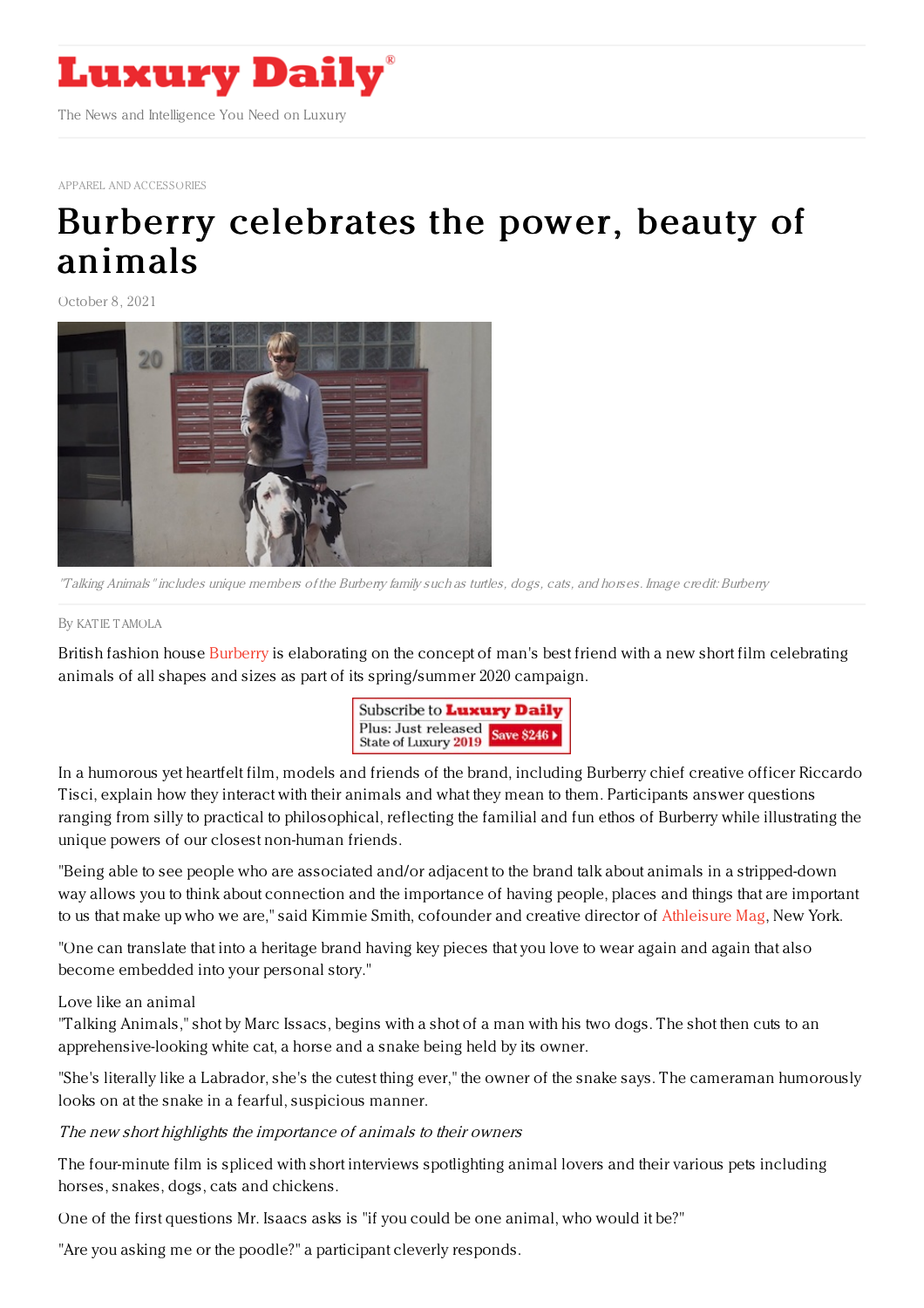# Luxury Daily

The News and Intelligence You Need on Luxury

APPAREL AND ACCESSORIES

# Burberry celebrates the power, beauty of animals

October 8, 2021

*"Talking Animals" includes unique members of the Burberry family such as turtles, dogs, cats, and horses. Image credit: Burberry*

By KATIE TAMOLA

British fashion house Burberry is elaborating on the concept of man's best friend with a new short film celebrating animals of all shapes and sizes as part of its spring/summer 2020 campaign.

In a humorous yet heartfelt film, models and friends of the brand, including Burberry chief creative officer Riccardo Tisci, explain how they interact with their animals and what they mean to them. Participants answer questions ranging from silly to practical to philosophical, reflecting the familial and fun ethos of Burberry while illustrating the unique powers of our closest non-human friends.

"Being able to see people who are associated and/or adjacent to the brand talk about animals in a stripped-down way allows you to think about connection and the importance of having people, places and things that are important to us that make up who we are," said Kimmie Smith, cofounder and creative director of Athleisure Mag, New York.

"One can translate that into a heritage brand having key pieces that you love to wear again and again that also become embedded into your personal story."

Love like an animal

"Talking Animals," shot by Marc Issacs, begins with a shot of a man with his two dogs. The shot then cuts to an apprehensive-looking white cat, a horse and a snake being held by its owner.

"She's literally like a Labrador, she's the cutest thing ever," the owner of the snake says. The cameraman humorously looks on at the snake in a fearful, suspicious manner.

*The new short highlights the importance of animals to their owners*

The four-minute film is spliced with short interviews spotlighting animal lovers and their various pets including horses, snakes, dogs, cats and chickens.

One of the first questions Mr. Isaacs asks is "if you could be one animal, who would it be?"

"Are you asking me or the poodle?" a participant cleverly responds.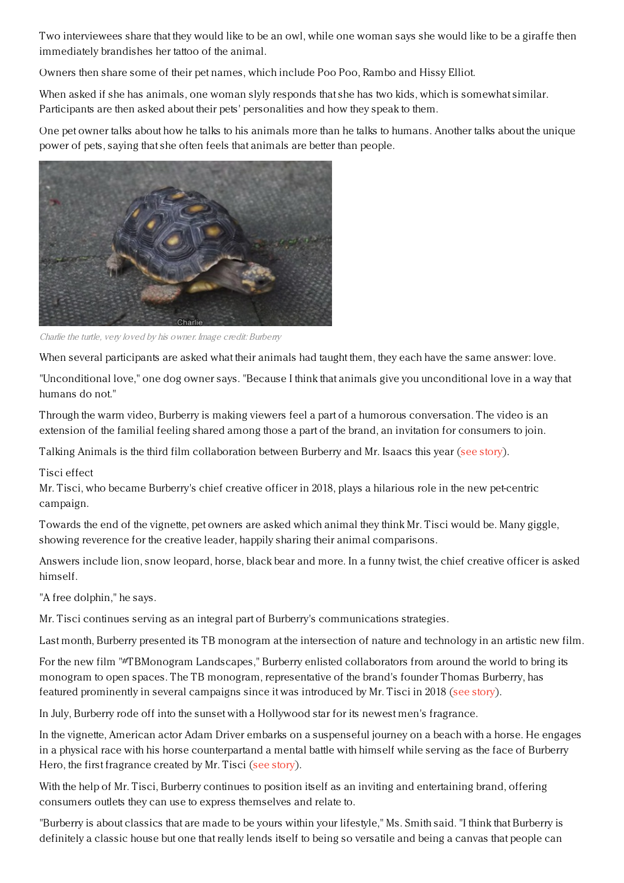Two interviewees share that they would like to be an owl, while one woman says she would like to be a giraffe then immediately brandishes her tattoo of the animal.

Owners then share some of their pet names, which include Poo Poo, Rambo and Hissy Elliot.

When asked if she has animals, one woman slyly responds that she has two kids, which is somewhat similar. Participants are then asked about their pets' personalities and how they speak to them.

One pet owner talks about how he talks to his animals more than he talks to humans. Another talks about the unique power of pets, saying that she often feels that animals are better than people.

*Charlie the turtle, very loved by his owner. Image credit: Burberry*

When several participants are asked what their animals had taught them, they each have the same answer: love.

"Unconditional love," one dog owner says. "Because I think that animals give you unconditional love in a way that humans do not."

Through the warm video, Burberry is making viewers feel a part of a humorous conversation. The video is an extension of the familial feeling shared among those a part of the brand, an invitation for consumers to join.

Talking Animals is the third film collaboration between Burberry and Mr. Isaacs this year (see story).

Tisci effect

Mr. Tisci, who became Burberry's chief creative officer in 2018, plays a hilarious role in the new pet-centric campaign.

Towards the end of the vignette, pet owners are asked which animal they think Mr. Tisci would be. Many giggle, showing reverence for the creative leader, happily sharing their animal comparisons.

Answers include lion, snow leopard, horse, black bear and more. In a funny twist, the chief creative officer is asked himself.

"A free dolphin," he says.

Mr. Tisci continues serving as an integral part of Burberry's communications strategies.

Last month, Burberry presented its TB monogram at the intersection of nature and technology in an artistic new film.

For the new film "#TBMonogram Landscapes," Burberry enlisted collaborators from around the world to bring its monogram to open spaces. The TB monogram, representative of the brand's founder Thomas Burberry, has featured prominently in several campaigns since it was introduced by Mr. Tisci in 2018 (see story).

In July, Burberry rode off into the sunset with a Hollywood star for its newest men's fragrance.

In the vignette, American actor Adam Driver embarks on a suspenseful journey on a beach with a horse. He engages in a physical race with his horse counterpartand a mental battle with himself while serving as the face of Burberry Hero, the first fragrance created by Mr. Tisci (see story).

With the help of Mr. Tisci, Burberry continues to position itself as an inviting and entertaining brand, offering consumers outlets they can use to express themselves and relate to.

"Burberry is about classics that are made to be yours within your lifestyle," Ms. Smith said. "I think that Burberry is definitely a classic house but one that really lends itself to being so versatile and being a canvas that people can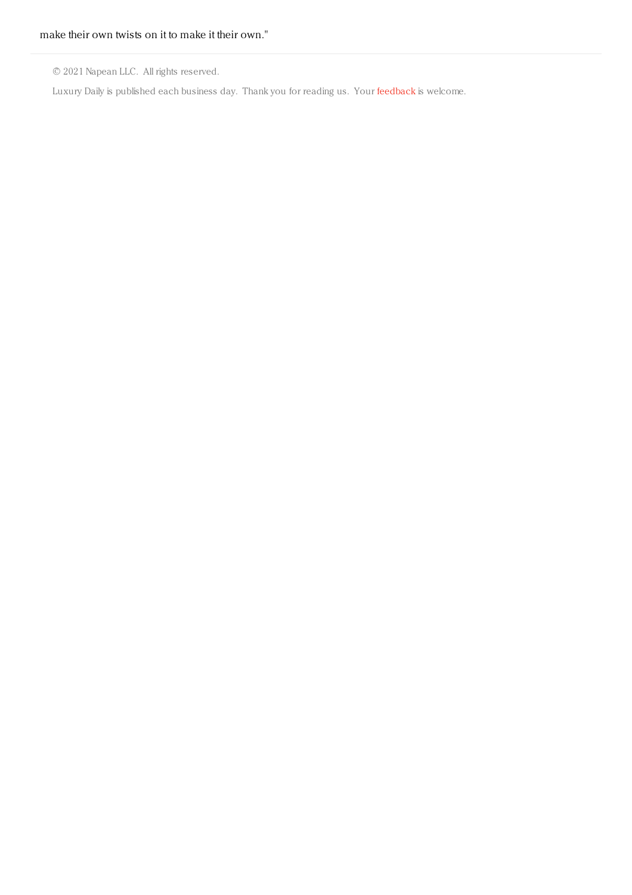make their own twists on it to make it their own."

© 2021 Napean LLC. All rights reserved.

Luxury Daily is published each business day. Thank you for reading us. Your feedback is welcome.